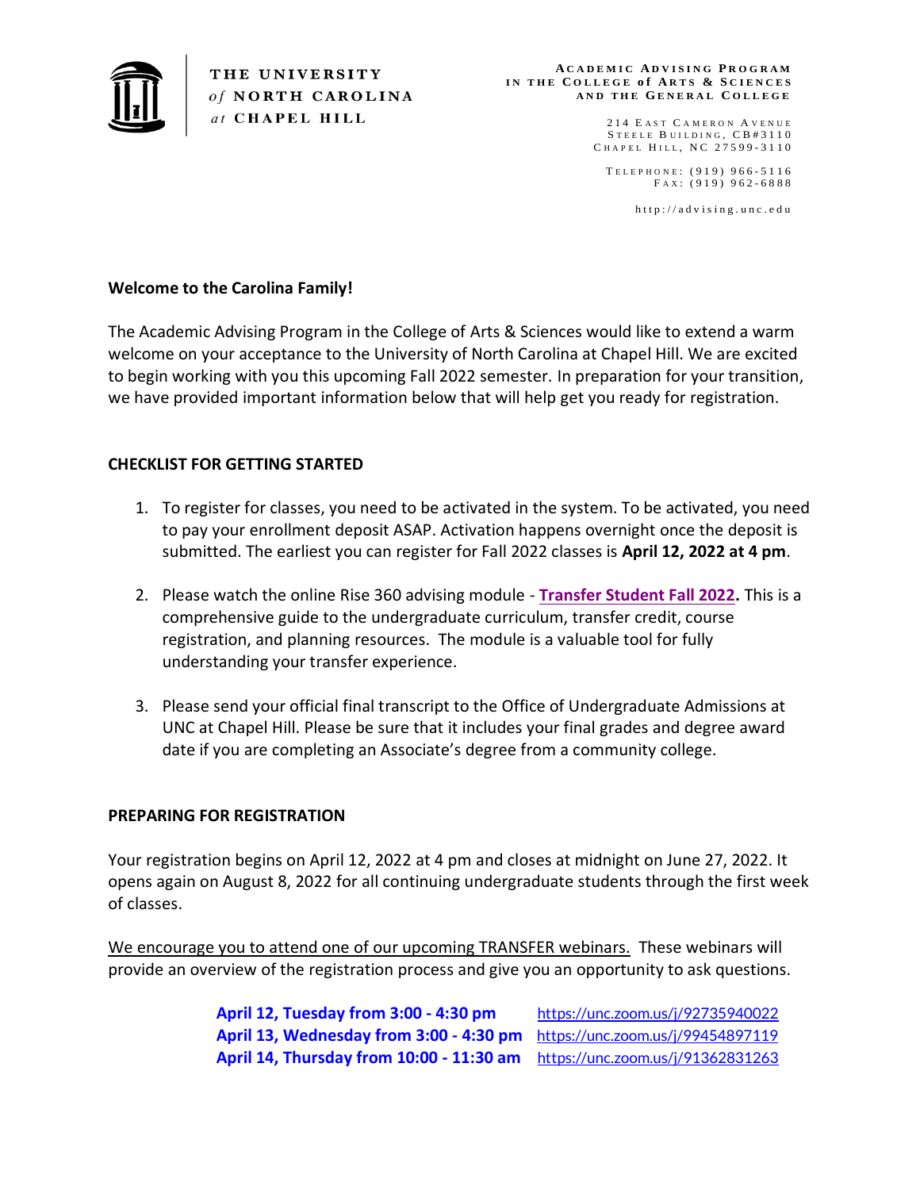THE UNIVERSITY *of* NORTH CAROLINA *at* CHAPEL HILL

ACADEMIC ADVISING PROGRAM
IN THE COLLEGE of ARTS & SCIENCES
AND THE GENERAL COLLEGE

214 EAST CAMERON AVENUE
STEELE BUILDING, CB#3110
CHAPEL HILL, NC 27599-3110

TELEPHONE: (919) 966-5116
FAX: (919) 962-6888

http://advising.unc.edu

**Welcome to the Carolina Family!**

The Academic Advising Program in the College of Arts & Sciences would like to extend a warm welcome on your acceptance to the University of North Carolina at Chapel Hill. We are excited to begin working with you this upcoming Fall 2022 semester. In preparation for your transition, we have provided important information below that will help get you ready for registration.

**CHECKLIST FOR GETTING STARTED**

1. To register for classes, you need to be activated in the system. To be activated, you need to pay your enrollment deposit ASAP. Activation happens overnight once the deposit is submitted. The earliest you can register for Fall 2022 classes is **April 12, 2022 at 4 pm**.

2. Please watch the online Rise 360 advising module - **Transfer Student Fall 2022.** This is a comprehensive guide to the undergraduate curriculum, transfer credit, course registration, and planning resources. The module is a valuable tool for fully understanding your transfer experience.

3. Please send your official final transcript to the Office of Undergraduate Admissions at UNC at Chapel Hill. Please be sure that it includes your final grades and degree award date if you are completing an Associate's degree from a community college.

**PREPARING FOR REGISTRATION**

Your registration begins on April 12, 2022 at 4 pm and closes at midnight on June 27, 2022. It opens again on August 8, 2022 for all continuing undergraduate students through the first week of classes.

We encourage you to attend one of our upcoming TRANSFER webinars. These webinars will provide an overview of the registration process and give you an opportunity to ask questions.

| | |
|---|---|
| **April 12, Tuesday from 3:00 - 4:30 pm** | https://unc.zoom.us/j/92735940022 |
| **April 13, Wednesday from 3:00 - 4:30 pm** | https://unc.zoom.us/j/99454897119 |
| **April 14, Thursday from 10:00 - 11:30 am** | https://unc.zoom.us/j/91362831263 |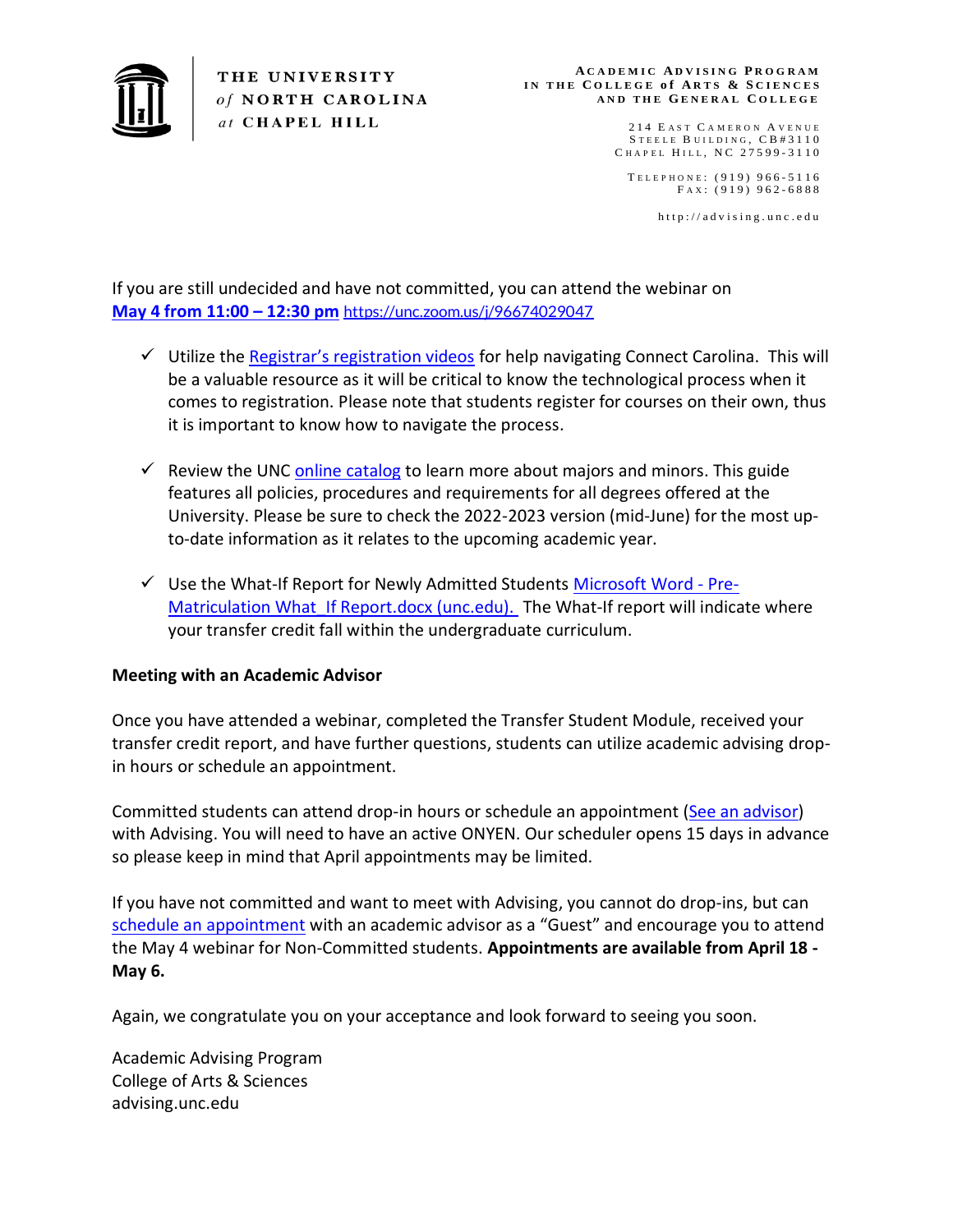THE UNIVERSITY *of* NORTH CAROLINA *at* CHAPEL HILL

ACADEMIC ADVISING PROGRAM
IN THE COLLEGE of ARTS & SCIENCES
AND THE GENERAL COLLEGE

214 EAST CAMERON AVENUE
STEELE BUILDING, CB#3110
CHAPEL HILL, NC 27599-3110

TELEPHONE: (919) 966-5116
FAX: (919) 962-6888

http://advising.unc.edu

If you are still undecided and have not committed, you can attend the webinar on **May 4 from 11:00 – 12:30 pm** https://unc.zoom.us/j/96674029047

- ✓ Utilize the Registrar's registration videos for help navigating Connect Carolina. This will be a valuable resource as it will be critical to know the technological process when it comes to registration. Please note that students register for courses on their own, thus it is important to know how to navigate the process.
- ✓ Review the UNC online catalog to learn more about majors and minors. This guide features all policies, procedures and requirements for all degrees offered at the University. Please be sure to check the 2022-2023 version (mid-June) for the most up-to-date information as it relates to the upcoming academic year.
- ✓ Use the What-If Report for Newly Admitted Students Microsoft Word - Pre-Matriculation What_If Report.docx (unc.edu). The What-If report will indicate where your transfer credit fall within the undergraduate curriculum.

**Meeting with an Academic Advisor**

Once you have attended a webinar, completed the Transfer Student Module, received your transfer credit report, and have further questions, students can utilize academic advising drop-in hours or schedule an appointment.

Committed students can attend drop-in hours or schedule an appointment (See an advisor) with Advising. You will need to have an active ONYEN. Our scheduler opens 15 days in advance so please keep in mind that April appointments may be limited.

If you have not committed and want to meet with Advising, you cannot do drop-ins, but can schedule an appointment with an academic advisor as a "Guest" and encourage you to attend the May 4 webinar for Non-Committed students. **Appointments are available from April 18 - May 6.**

Again, we congratulate you on your acceptance and look forward to seeing you soon.

Academic Advising Program
College of Arts & Sciences
advising.unc.edu